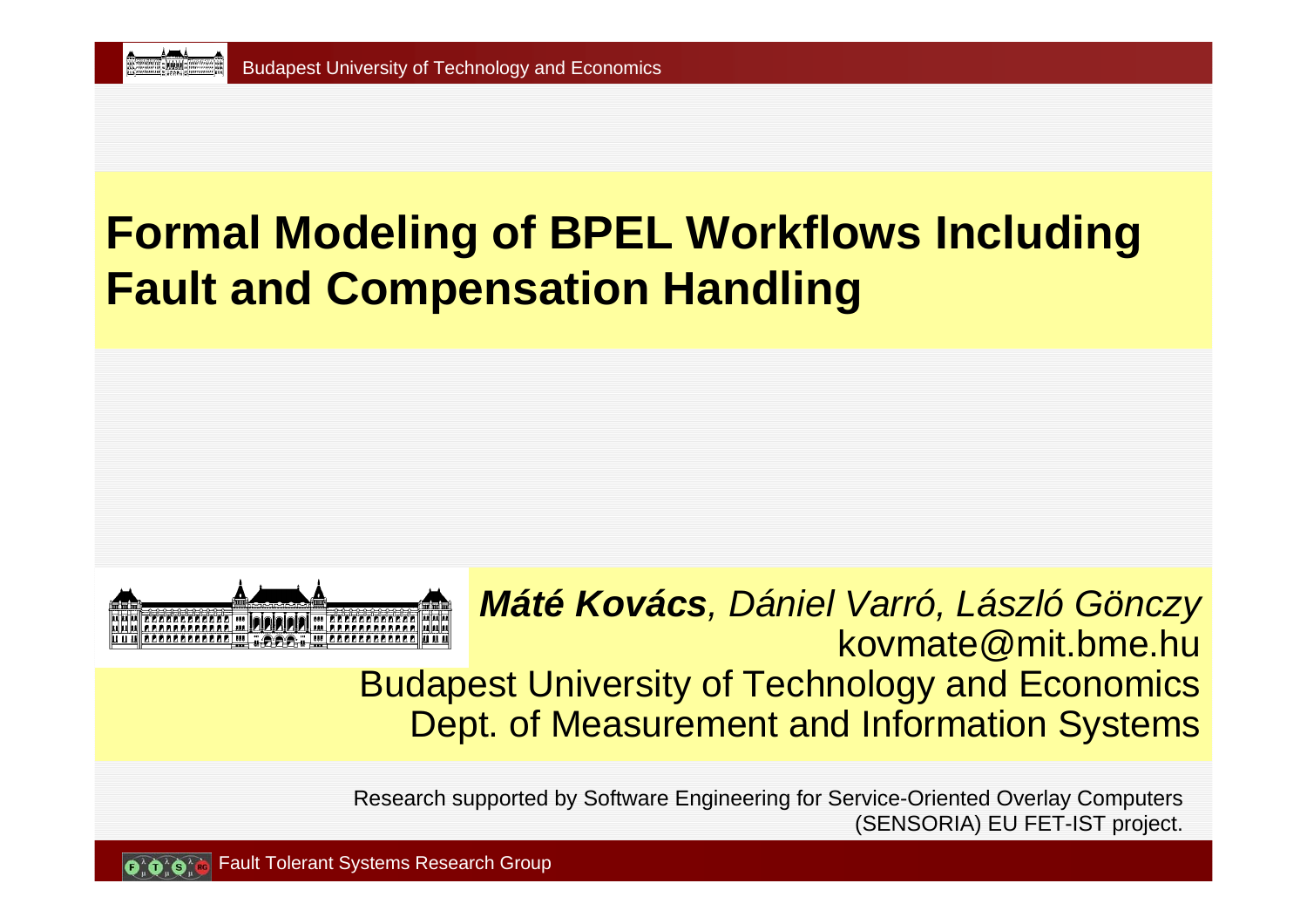# Formal Modeling of BPEL Workflows Including Fault and Compensation Handling

***Máté Kovács****, Dániel Varró, László Gönczy*

kovmate@mit.bme.hu

Budapest University of Technology and Economics

Dept. of Measurement and Information Systems

Research supported by Software Engineering for Service-Oriented Overlay Computers (SENSORIA) EU FET-IST project.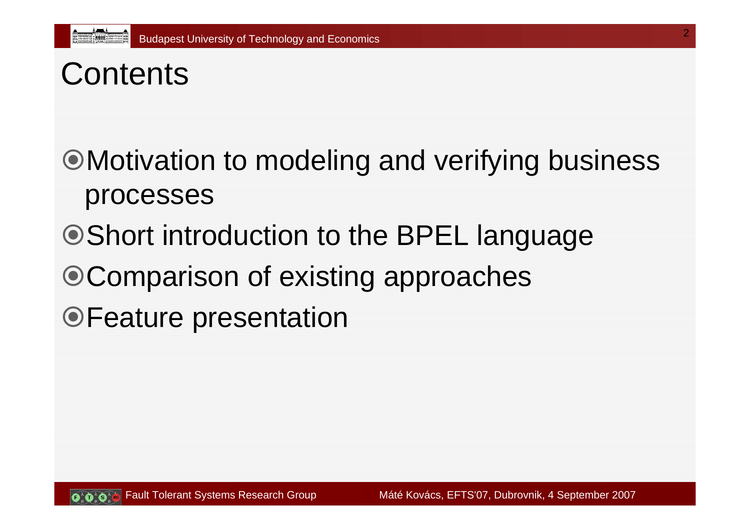# Contents

- Motivation to modeling and verifying business processes
- Short introduction to the BPEL language
- Comparison of existing approaches
- Feature presentation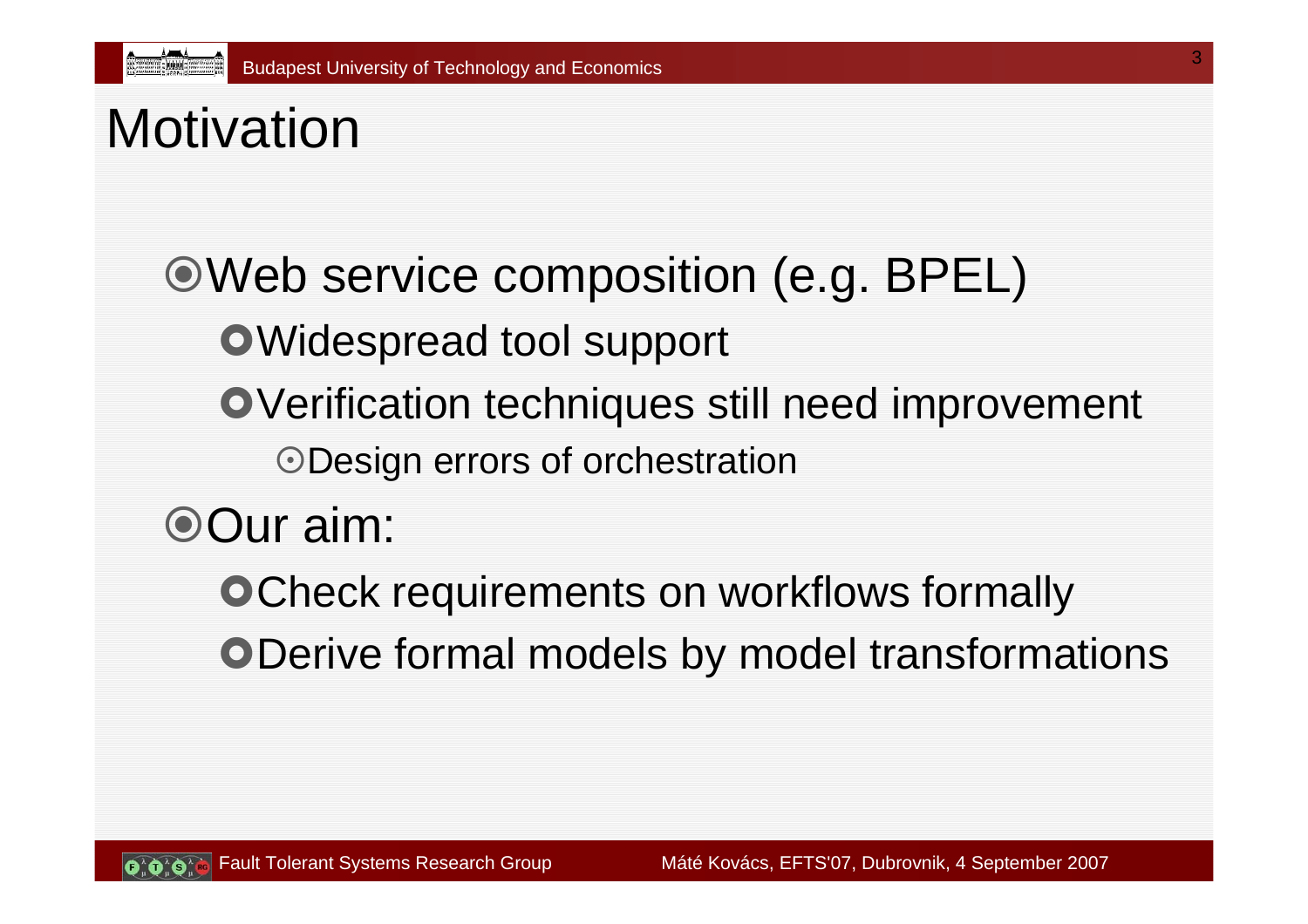# Motivation

- Web service composition (e.g. BPEL)
  - Widespread tool support
  - Verification techniques still need improvement
    - Design errors of orchestration
- Our aim:
  - Check requirements on workflows formally
  - Derive formal models by model transformations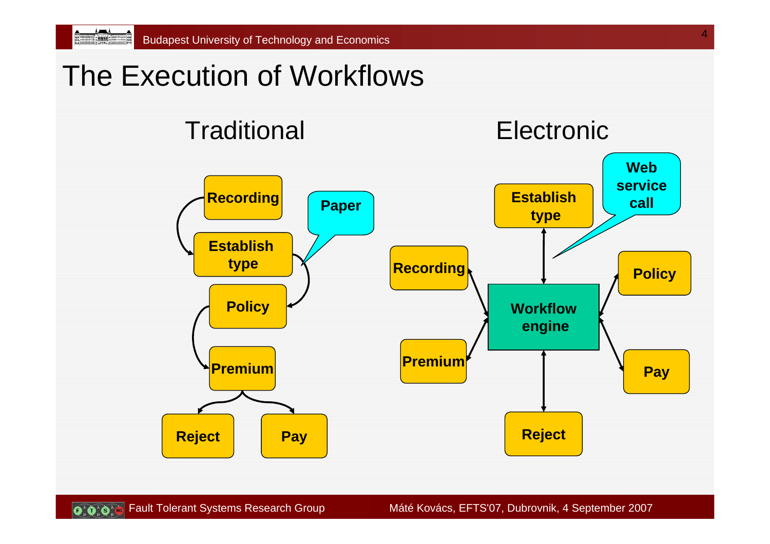# The Execution of Workflows

## Traditional

Recording

Establish type

Paper

Policy

Premium

Reject

Pay

## Electronic

Establish type

Web service call

Recording

Workflow engine

Policy

Premium

Pay

Reject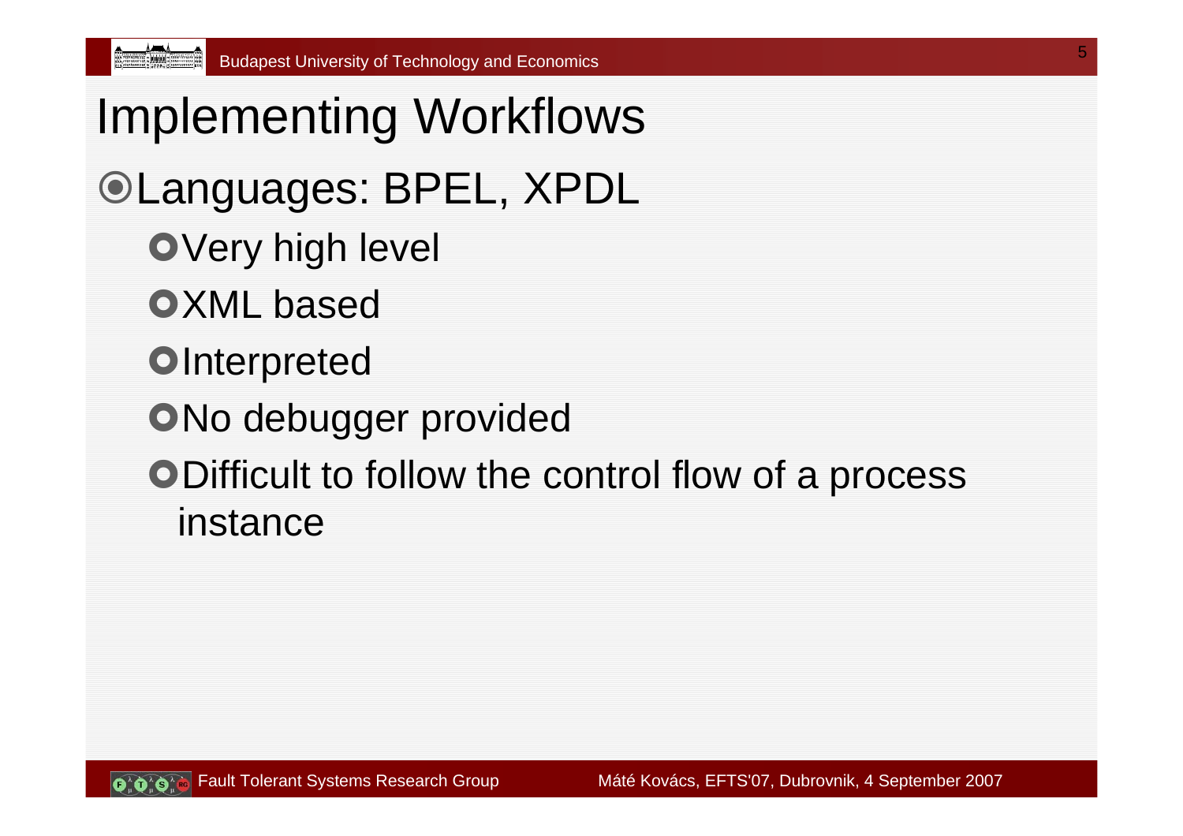# Implementing Workflows

- Languages: BPEL, XPDL
  - Very high level
  - XML based
  - Interpreted
  - No debugger provided
  - Difficult to follow the control flow of a process instance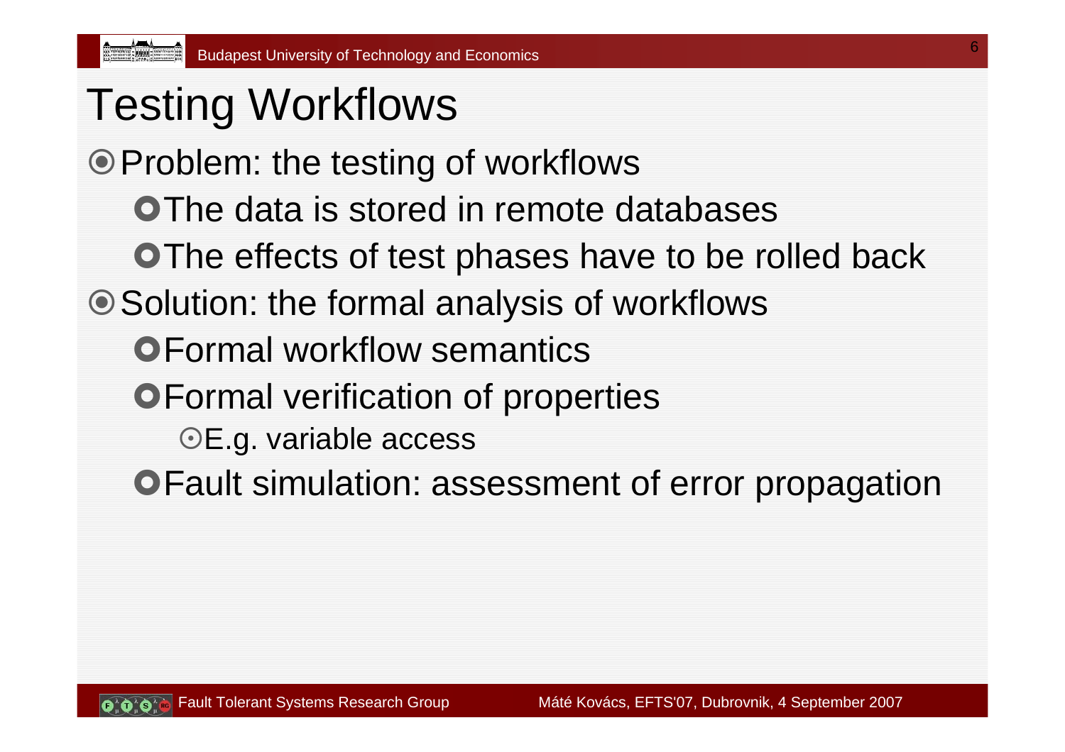# Testing Workflows

- Problem: the testing of workflows
  - The data is stored in remote databases
  - The effects of test phases have to be rolled back
- Solution: the formal analysis of workflows
  - Formal workflow semantics
  - Formal verification of properties
    - E.g. variable access
  - Fault simulation: assessment of error propagation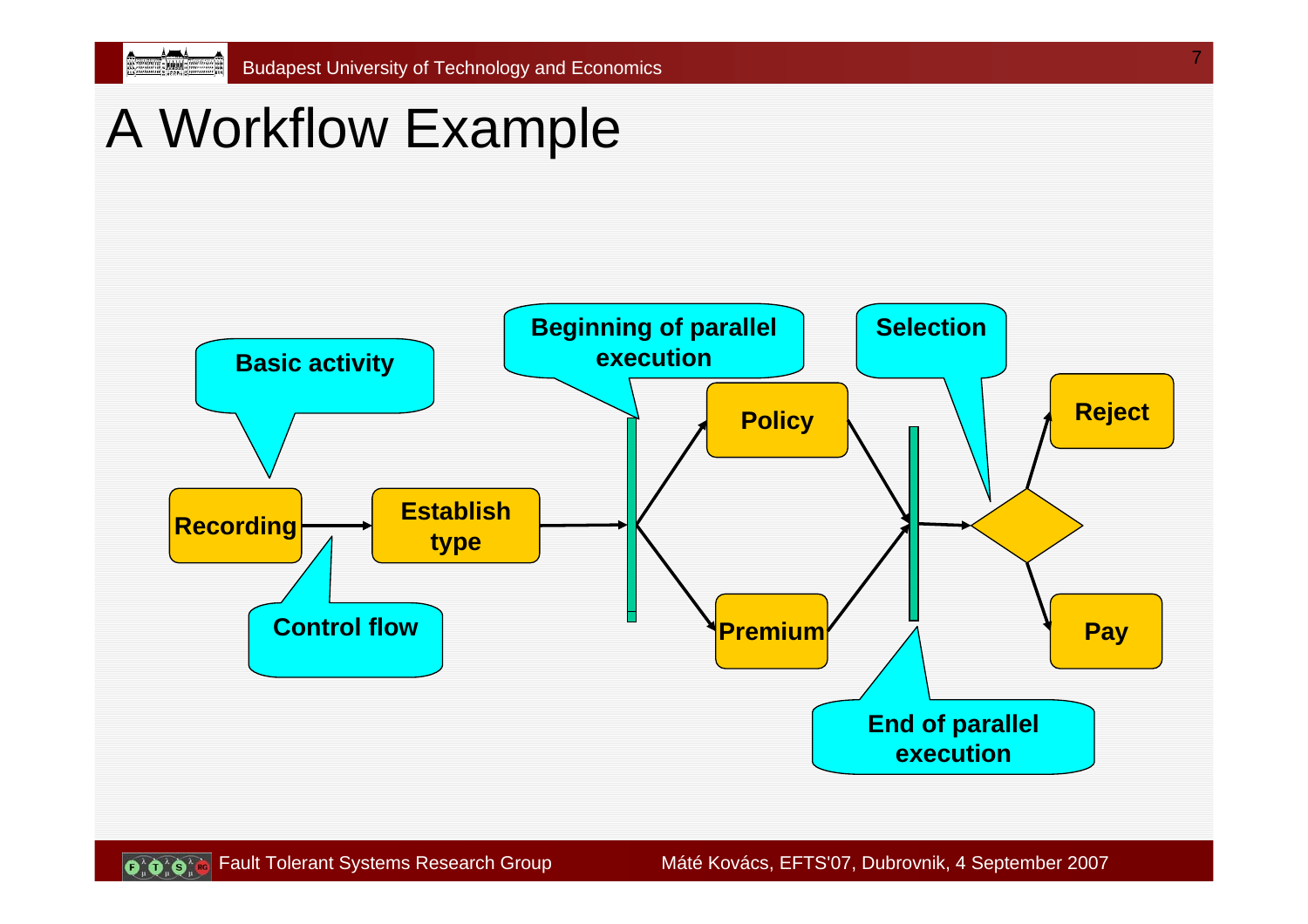# A Workflow Example

Basic activity

Beginning of parallel execution

Selection

Recording

Establish type

Policy

Premium

Reject

Pay

Control flow

End of parallel execution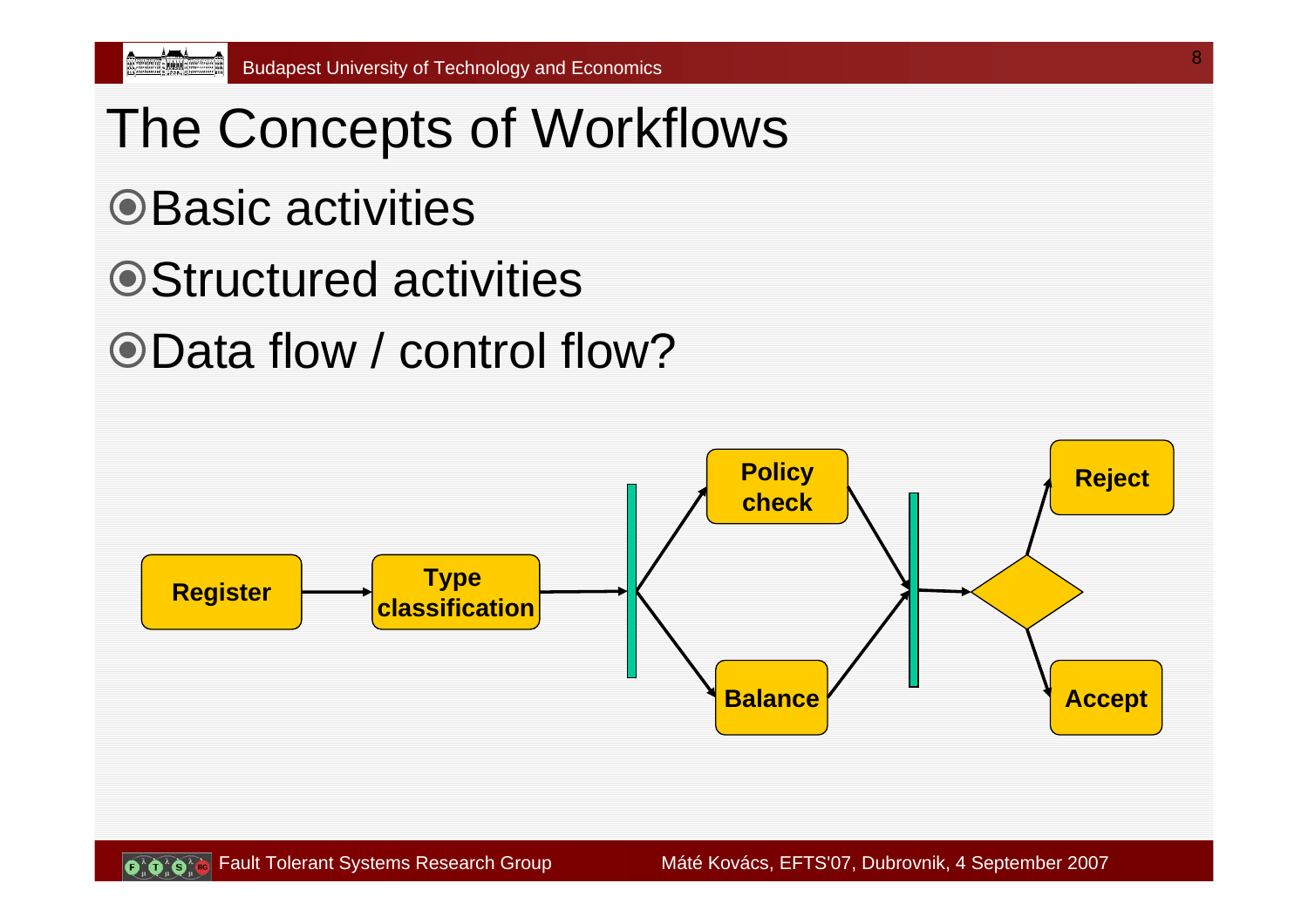# The Concepts of Workflows

- Basic activities
- Structured activities
- Data flow / control flow?

Register → Type classification → Policy check / Balance → Reject / Accept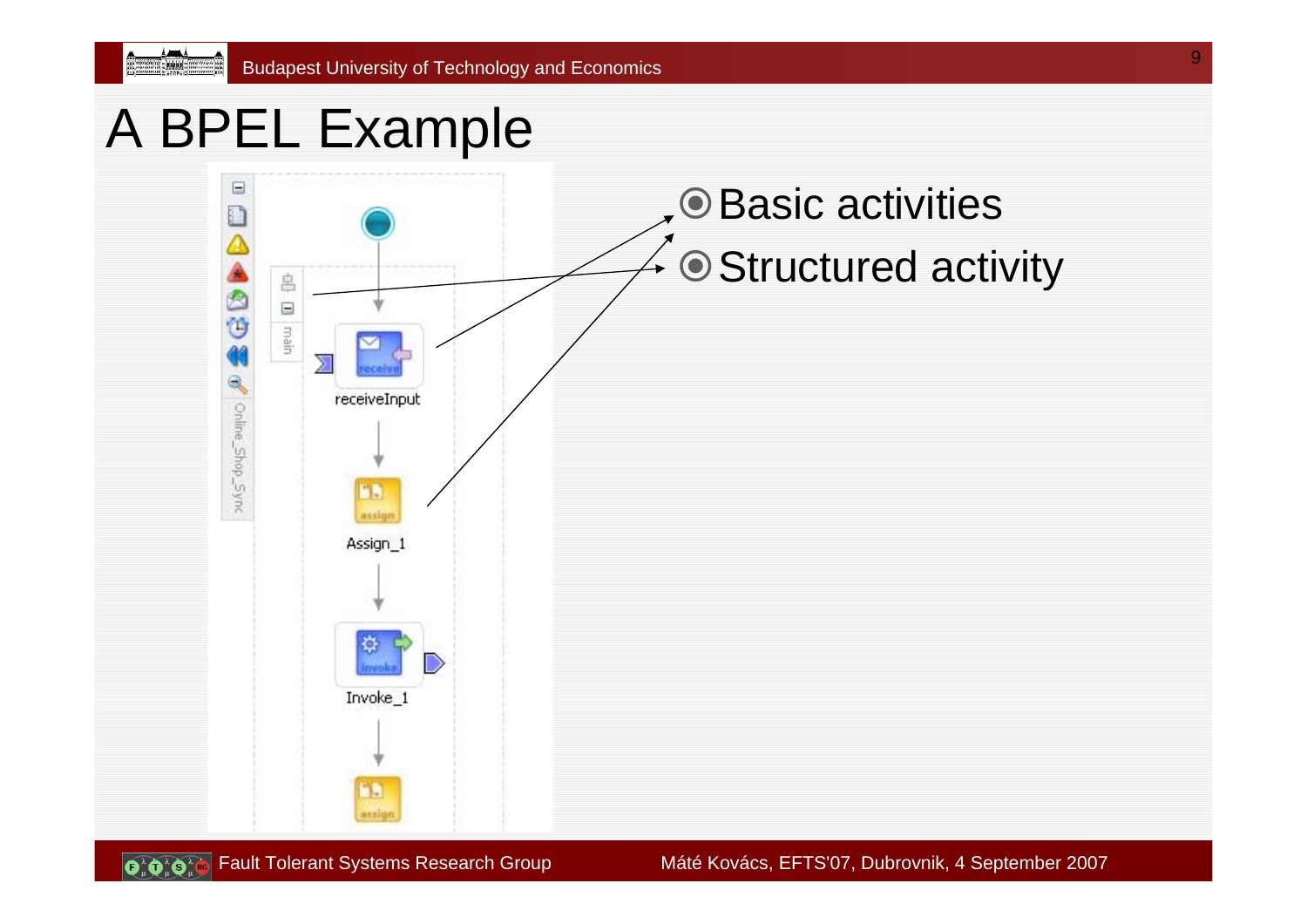# A BPEL Example

- Basic activities
- Structured activity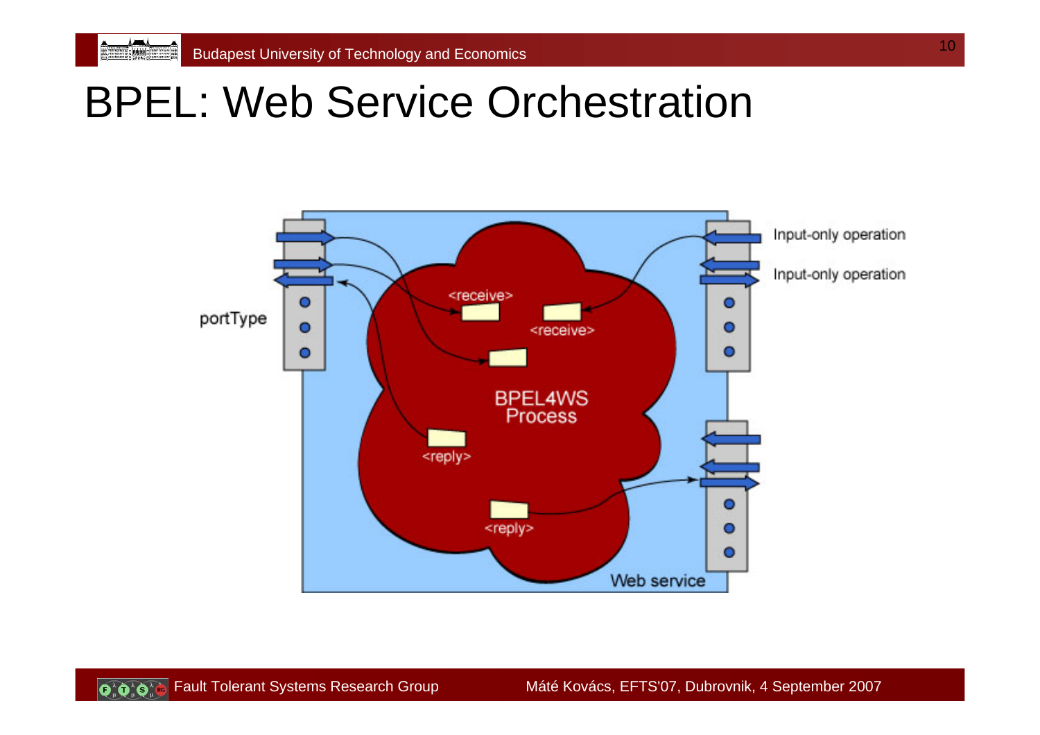# BPEL: Web Service Orchestration

portType

<receive>

<receive>

BPEL4WS Process

<reply>

<reply>

Input-only operation

Input-only operation

Web service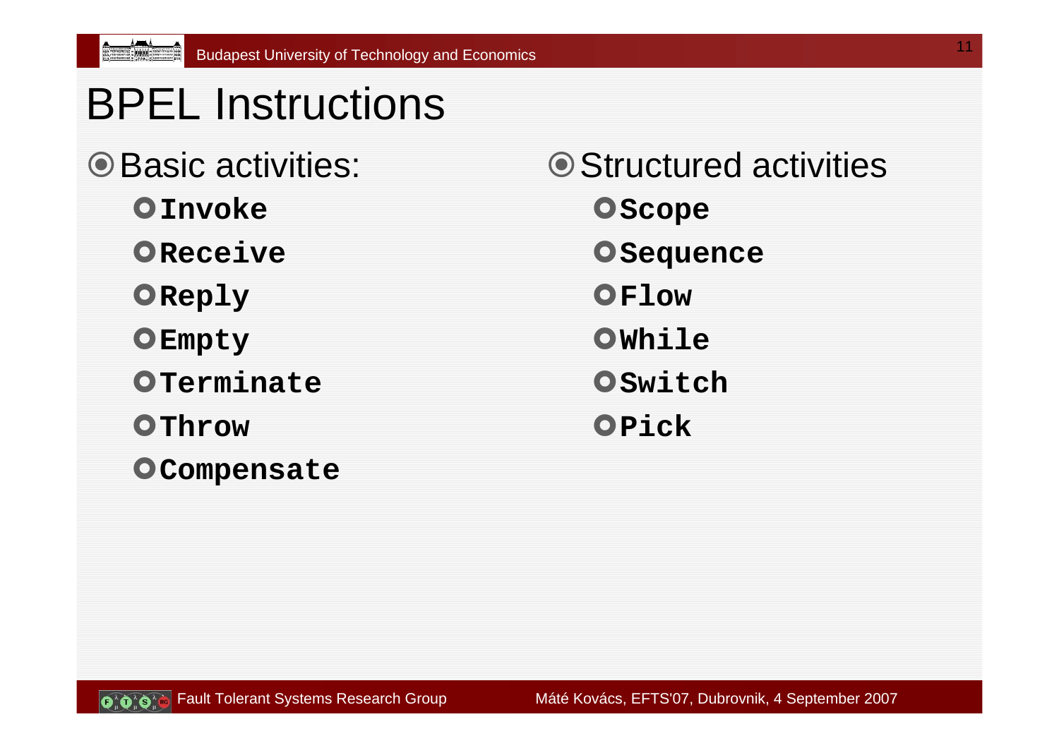# BPEL Instructions

- Basic activities:
  - **`Invoke`**
  - **`Receive`**
  - **`Reply`**
  - **`Empty`**
  - **`Terminate`**
  - **`Throw`**
  - **`Compensate`**
- Structured activities
  - **`Scope`**
  - **`Sequence`**
  - **`Flow`**
  - **`While`**
  - **`Switch`**
  - **`Pick`**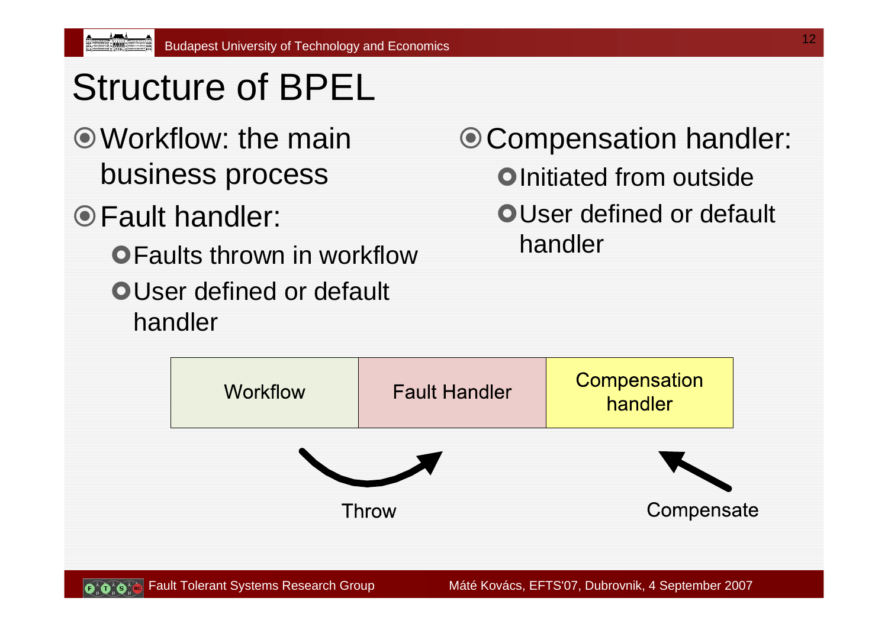# Structure of BPEL

- Workflow: the main business process
- Fault handler:
  - Faults thrown in workflow
  - User defined or default handler
- Compensation handler:
  - Initiated from outside
  - User defined or default handler

| Workflow | Fault Handler | Compensation handler |
| --- | --- | --- |

Throw

Compensate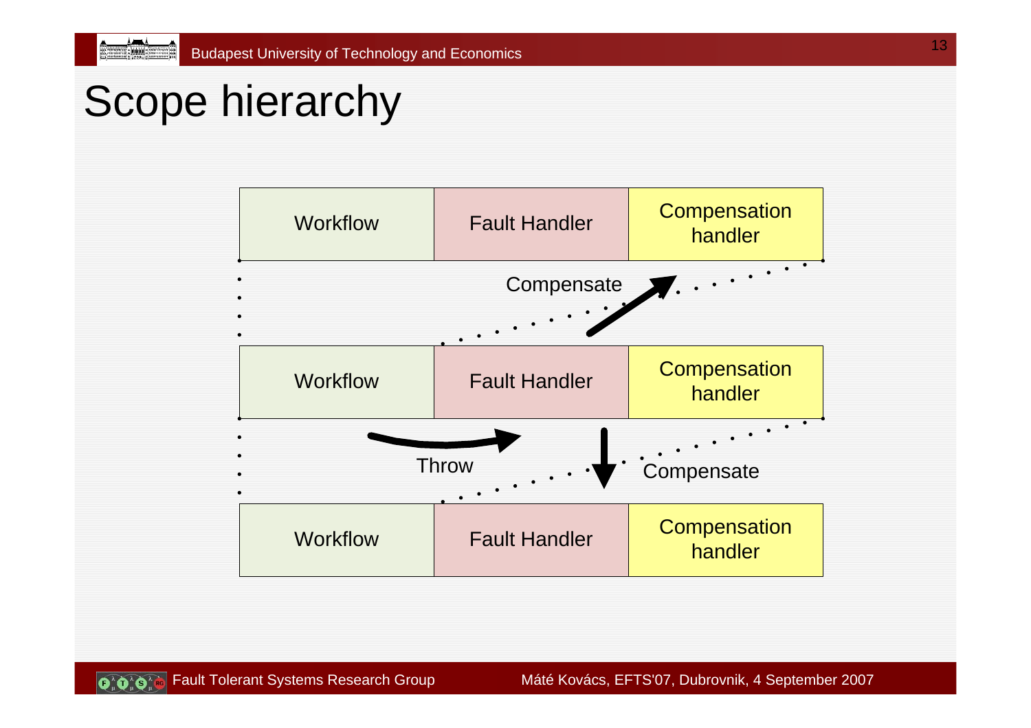# Scope hierarchy

| Workflow | Fault Handler | Compensation handler |
|---|---|---|

Compensate

| Workflow | Fault Handler | Compensation handler |
|---|---|---|

Throw

Compensate

| Workflow | Fault Handler | Compensation handler |
|---|---|---|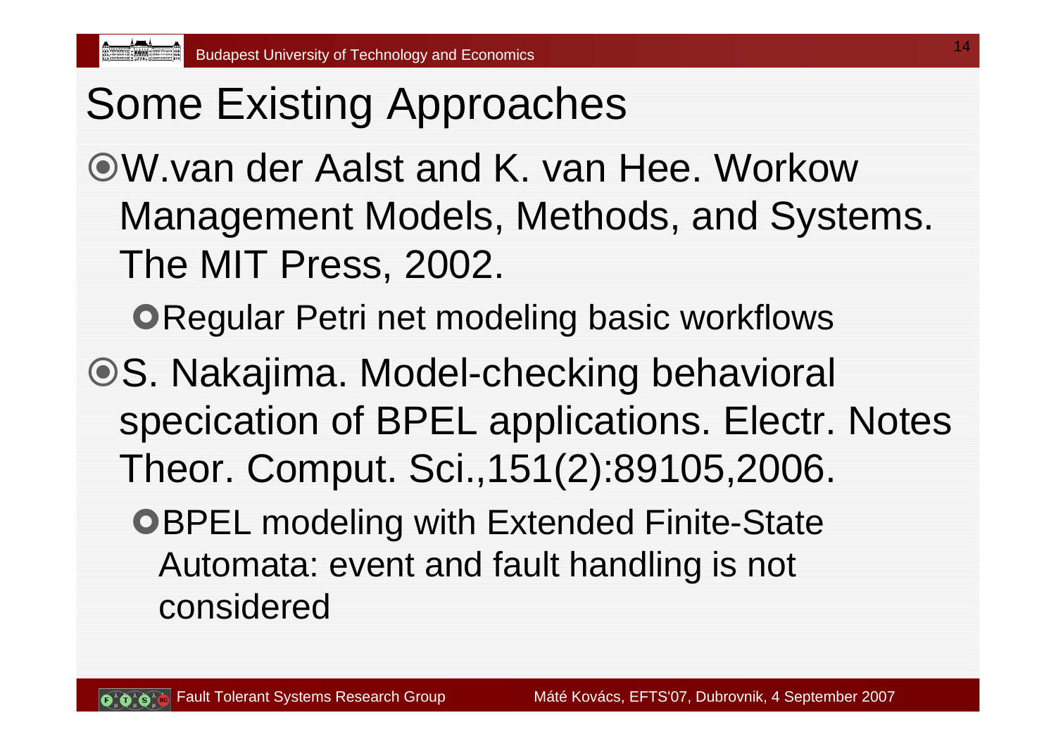# Some Existing Approaches

- W.van der Aalst and K. van Hee. Workow Management Models, Methods, and Systems. The MIT Press, 2002.
  - Regular Petri net modeling basic workflows
- S. Nakajima. Model-checking behavioral specication of BPEL applications. Electr. Notes Theor. Comput. Sci.,151(2):89105,2006.
  - BPEL modeling with Extended Finite-State Automata: event and fault handling is not considered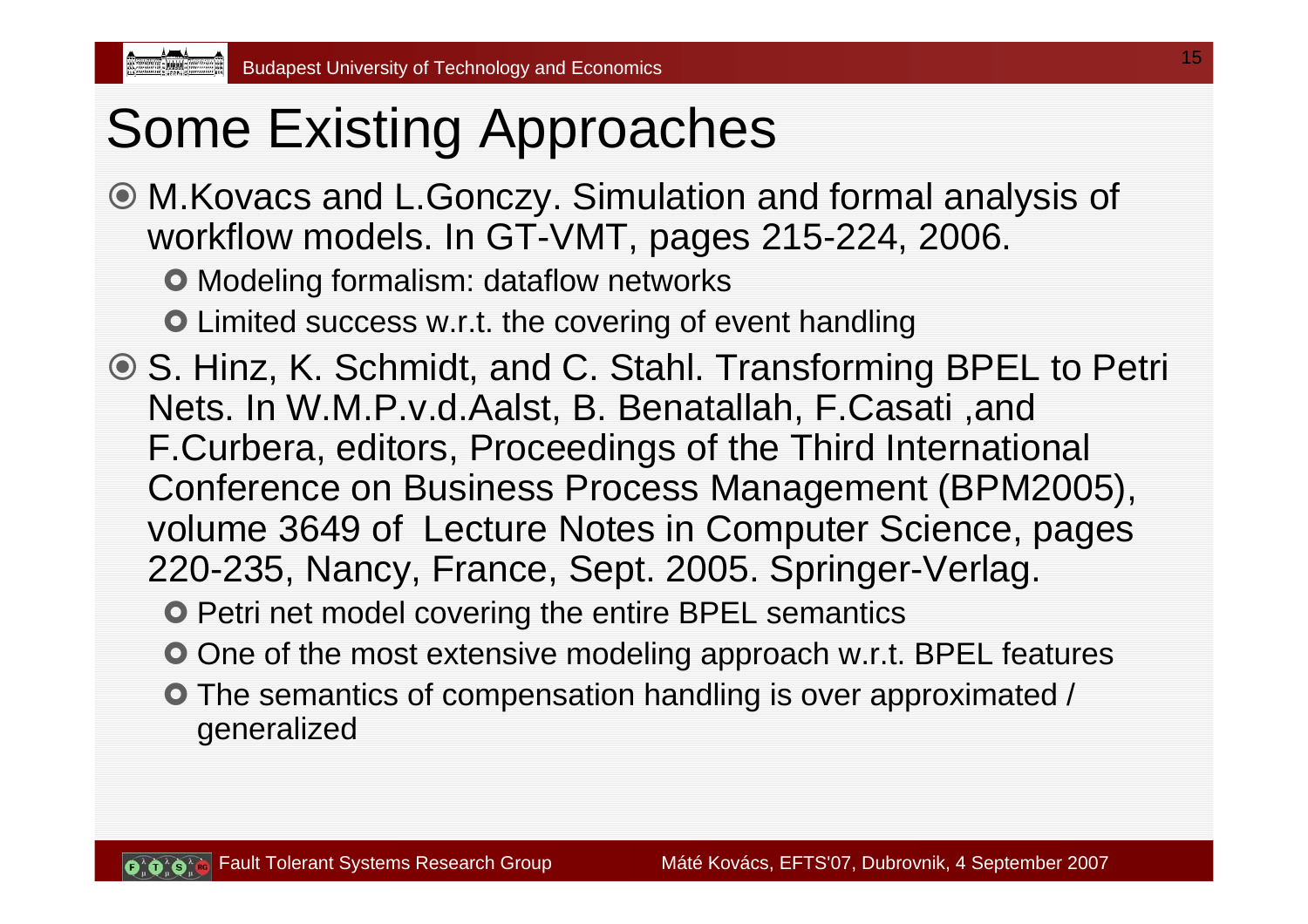# Some Existing Approaches

- M.Kovacs and L.Gonczy. Simulation and formal analysis of workflow models. In GT-VMT, pages 215-224, 2006.
  - Modeling formalism: dataflow networks
  - Limited success w.r.t. the covering of event handling
- S. Hinz, K. Schmidt, and C. Stahl. Transforming BPEL to Petri Nets. In W.M.P.v.d.Aalst, B. Benatallah, F.Casati ,and F.Curbera, editors, Proceedings of the Third International Conference on Business Process Management (BPM2005), volume 3649 of Lecture Notes in Computer Science, pages 220-235, Nancy, France, Sept. 2005. Springer-Verlag.
  - Petri net model covering the entire BPEL semantics
  - One of the most extensive modeling approach w.r.t. BPEL features
  - The semantics of compensation handling is over approximated / generalized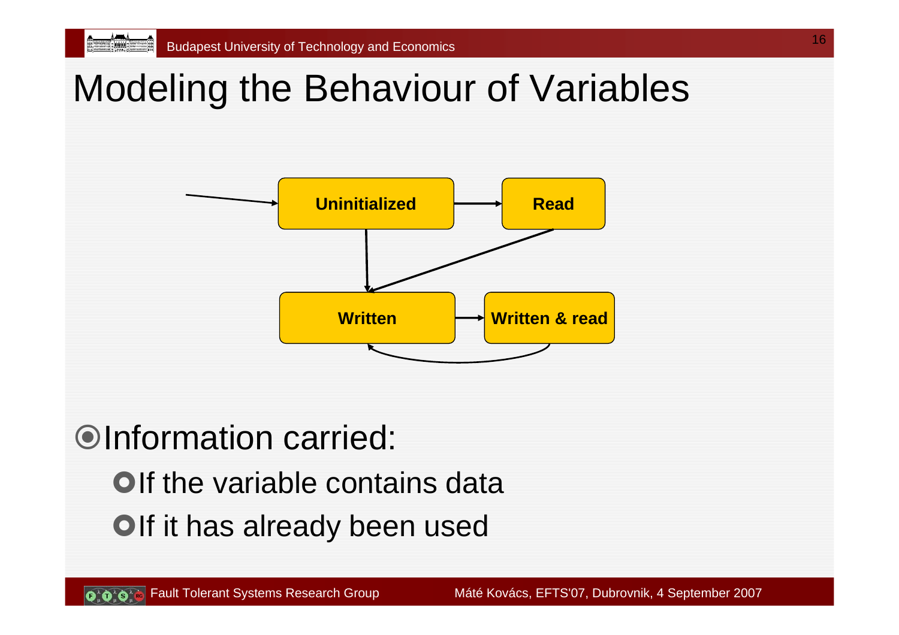# Modeling the Behaviour of Variables

Uninitialized

Read

Written

Written & read

- Information carried:
  - If the variable contains data
  - If it has already been used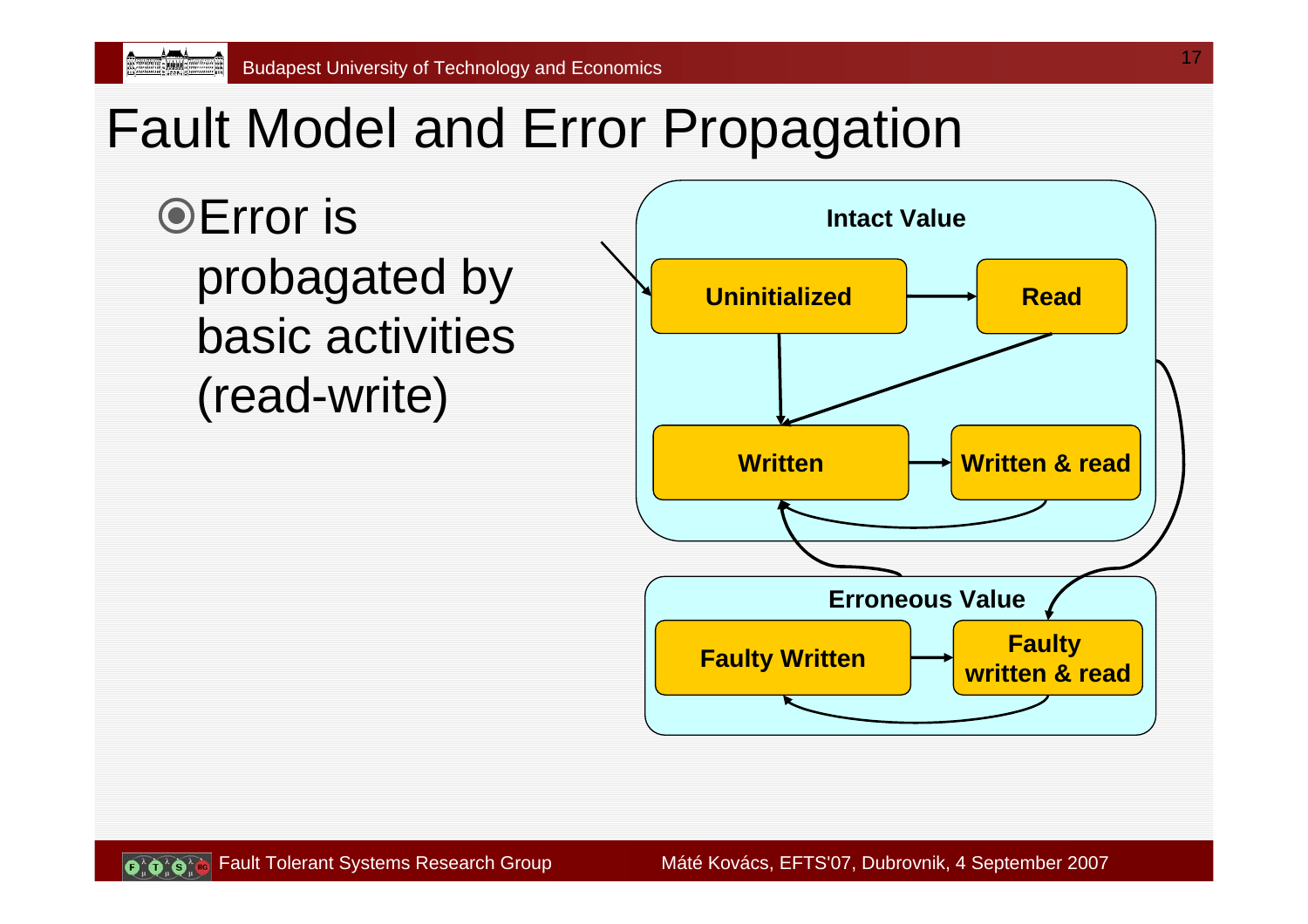# Fault Model and Error Propagation

- Error is probagated by basic activities (read-write)

**Intact Value**

**Uninitialized** → **Read**

**Written** → **Written & read**

**Erroneous Value**

**Faulty Written** → **Faulty written & read**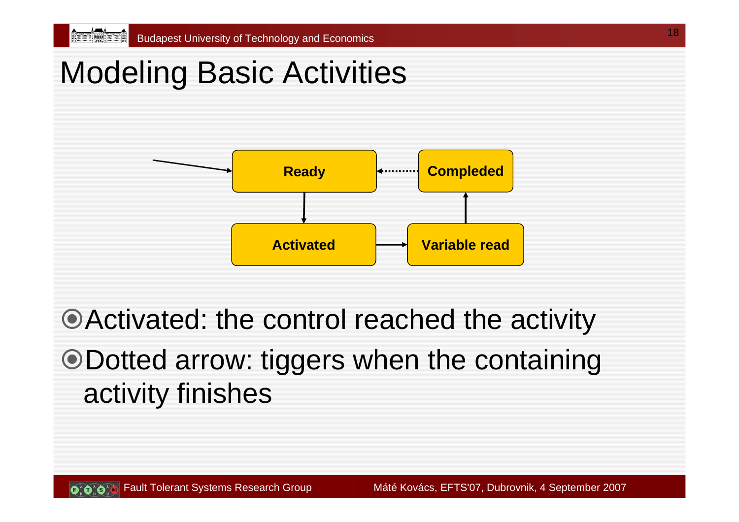# Modeling Basic Activities

Ready

Completed

Activated

Variable read

- Activated: the control reached the activity
- Dotted arrow: tiggers when the containing activity finishes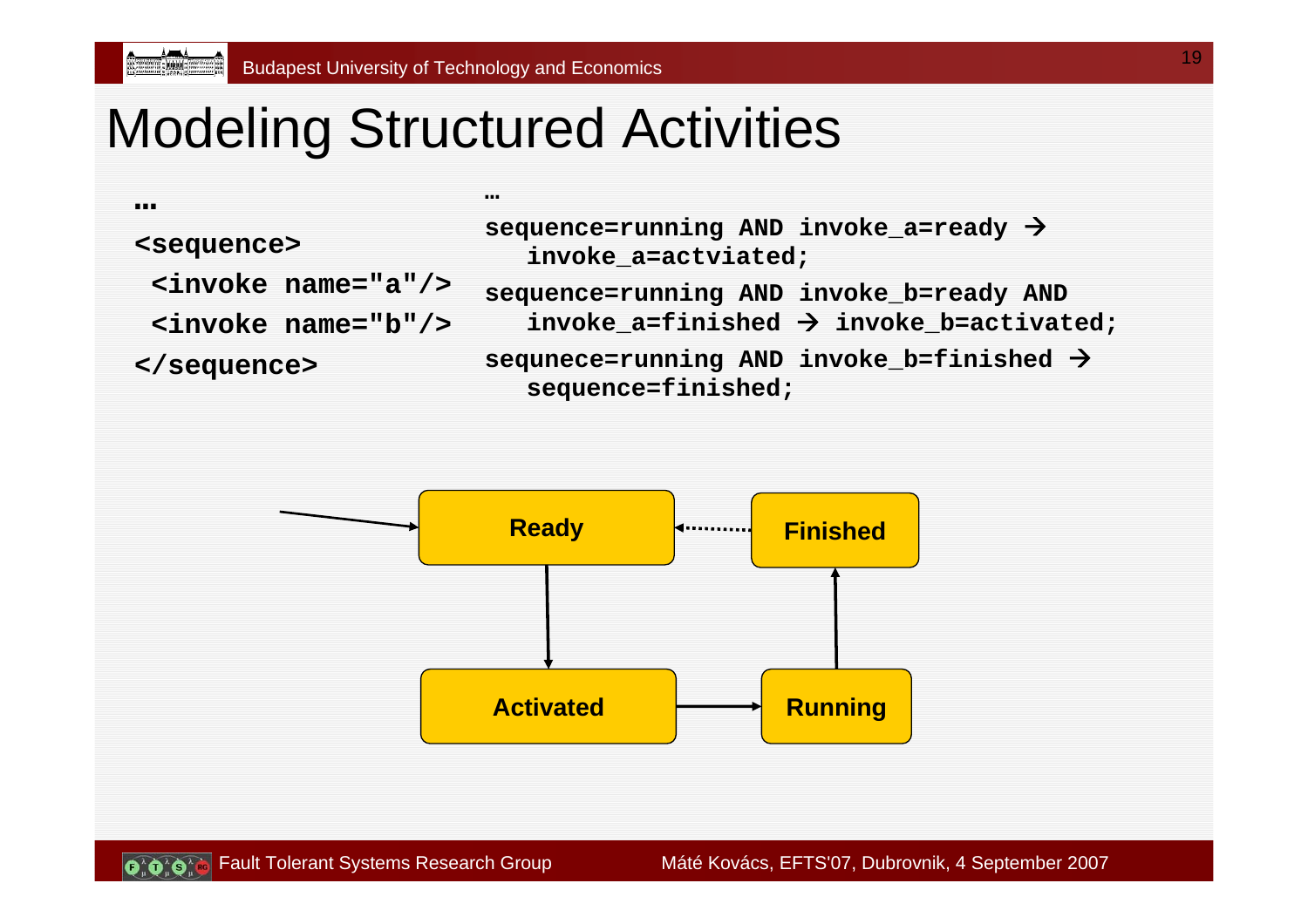# Modeling Structured Activities

```
…
<sequence>
 <invoke name="a"/>
 <invoke name="b"/>
</sequence>
```

```
…
sequence=running AND invoke_a=ready →
   invoke_a=actviated;
sequence=running AND invoke_b=ready AND
   invoke_a=finished → invoke_b=activated;
sequnece=running AND invoke_b=finished →
   sequence=finished;
```

Ready

Finished

Activated

Running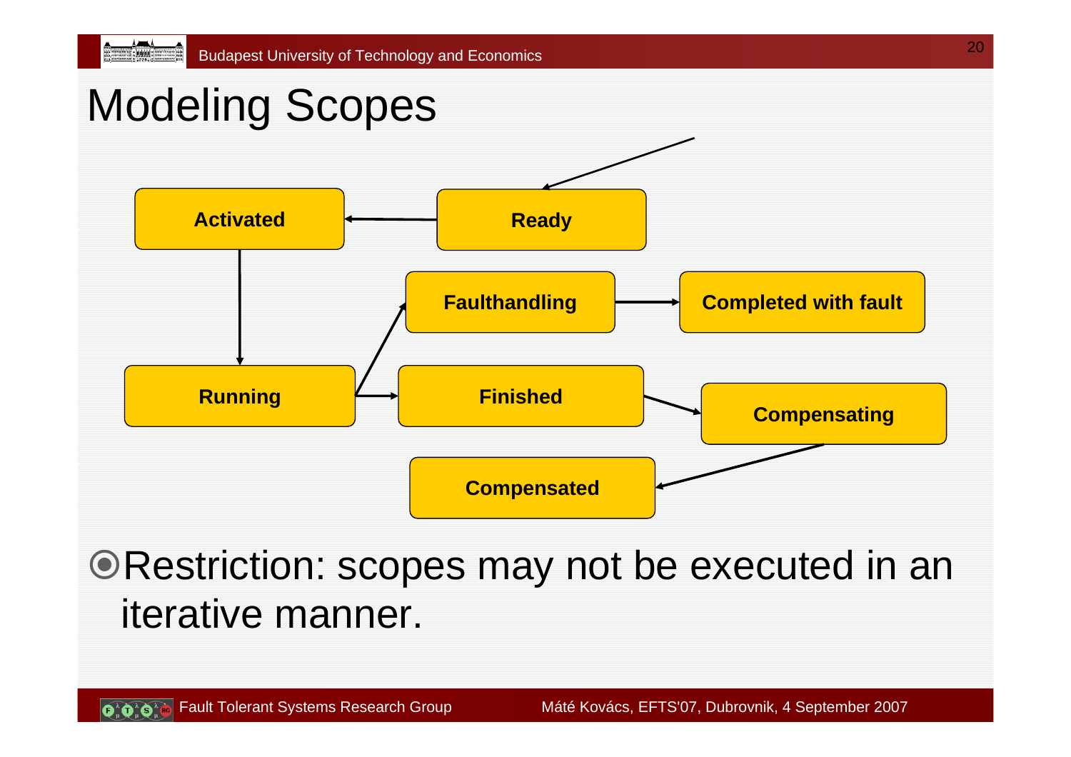# Modeling Scopes

Activated

Ready

Faulthandling

Completed with fault

Running

Finished

Compensating

Compensated

- Restriction: scopes may not be executed in an iterative manner.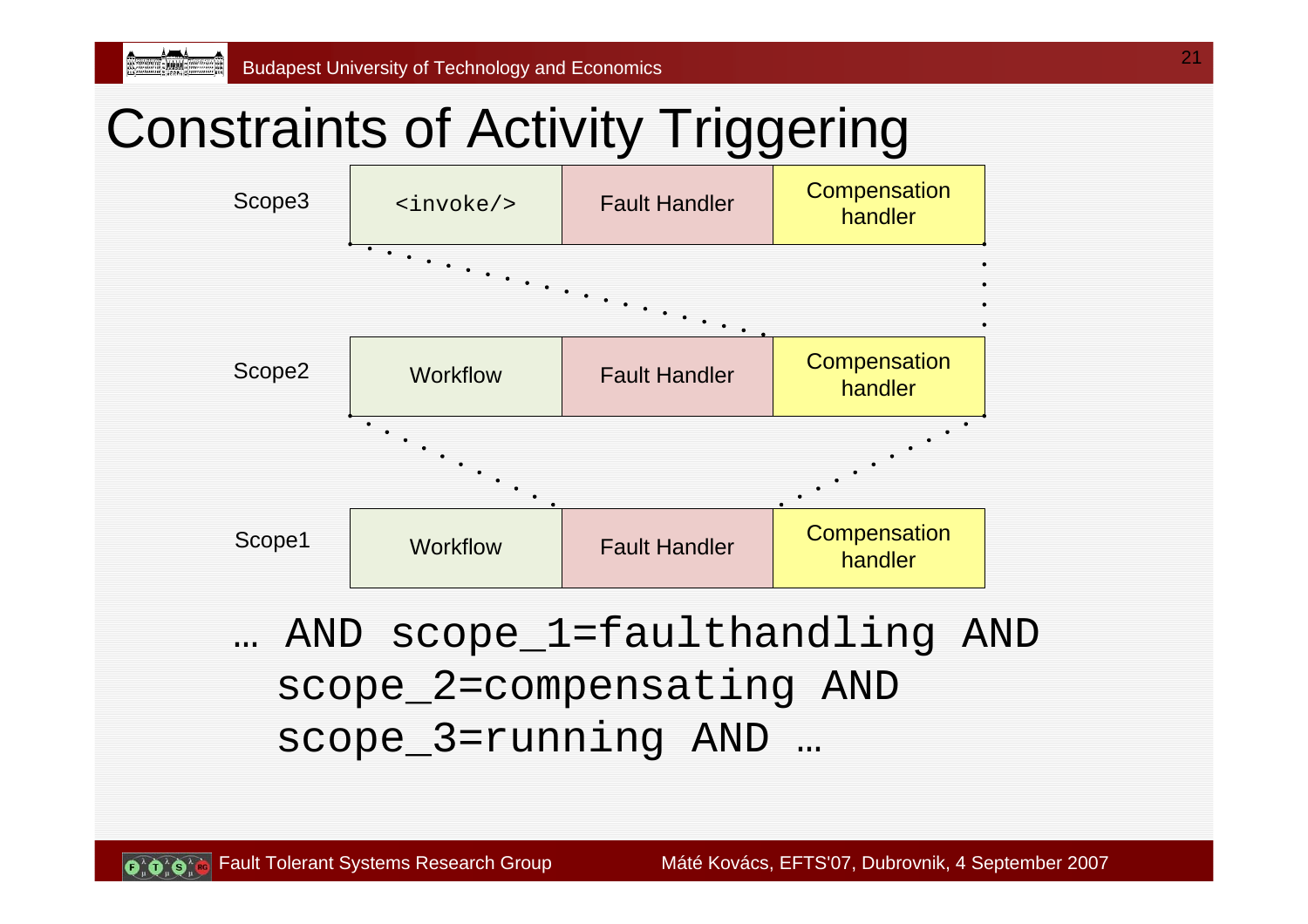# Constraints of Activity Triggering

| | | | |
|---|---|---|---|
| Scope3 | `<invoke/>` | Fault Handler | Compensation handler |
| Scope2 | Workflow | Fault Handler | Compensation handler |
| Scope1 | Workflow | Fault Handler | Compensation handler |

```
… AND scope_1=faulthandling AND
  scope_2=compensating AND
  scope_3=running AND …
```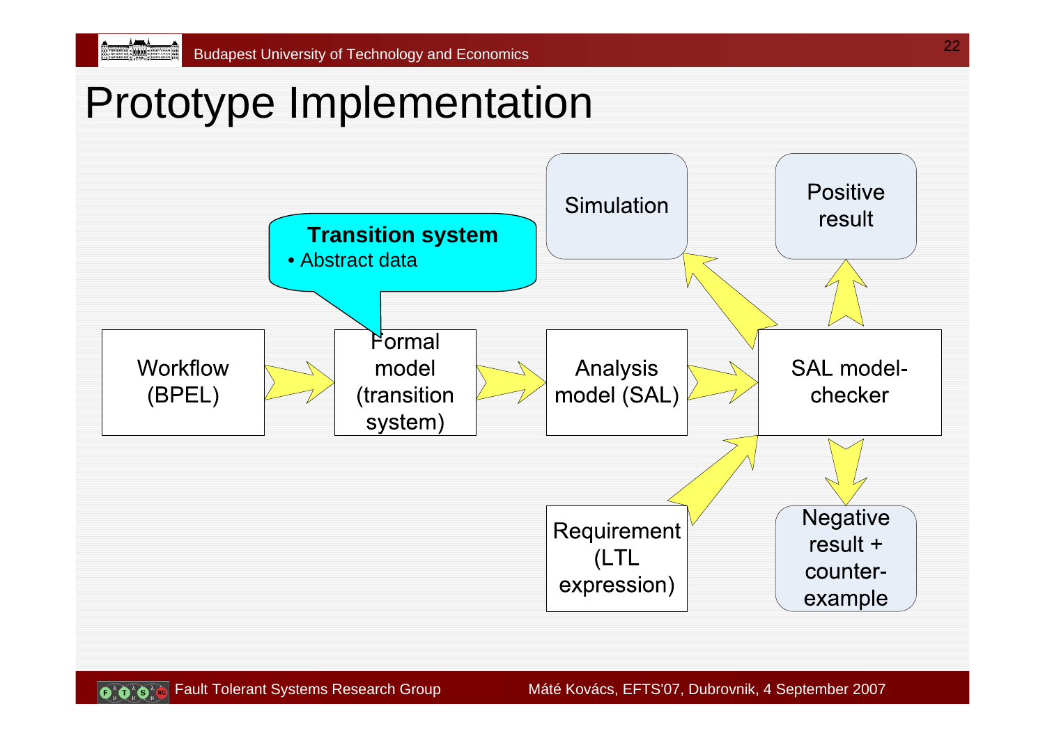# Prototype Implementation

**Transition system**
- Abstract data

Workflow (BPEL)

Formal model (transition system)

Analysis model (SAL)

SAL model-checker

Simulation

Positive result

Requirement (LTL expression)

Negative result + counter-example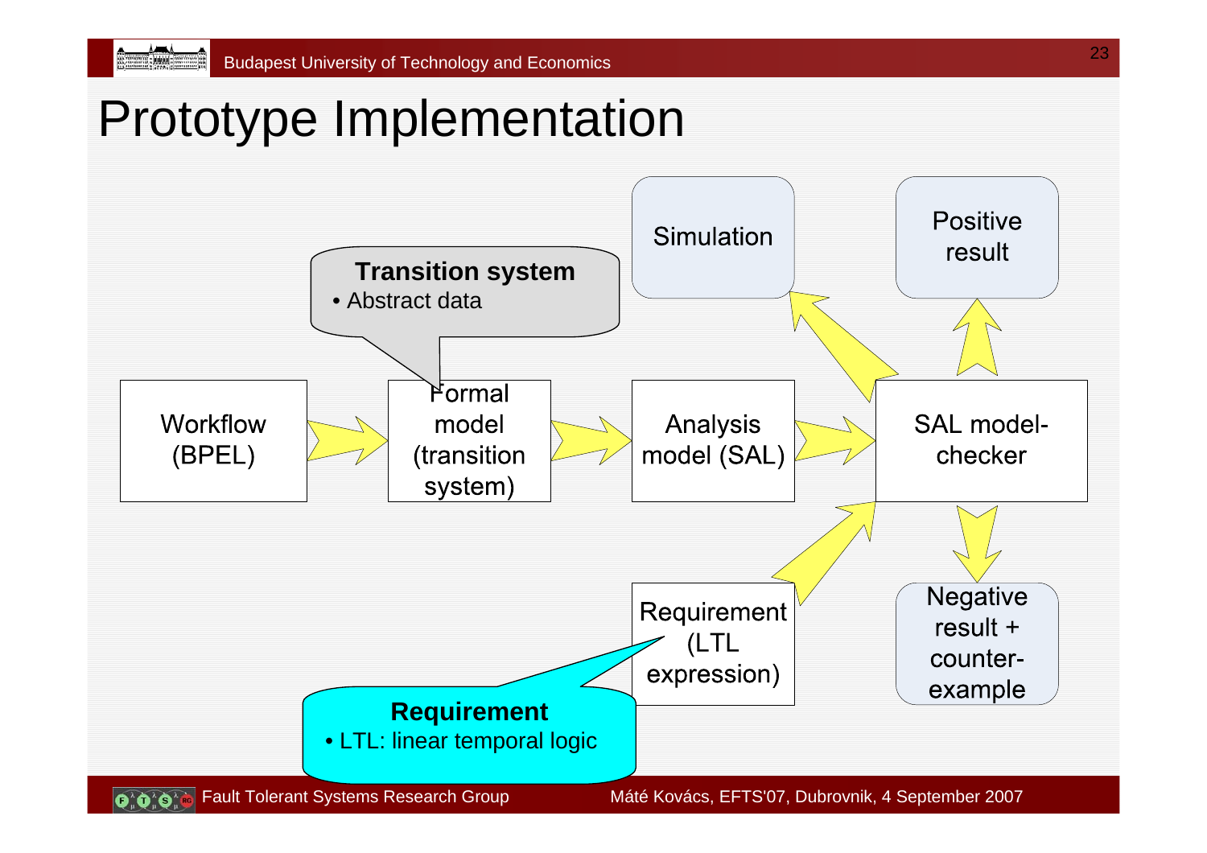# Prototype Implementation

Workflow (BPEL) → Formal model (transition system) → Analysis model (SAL) → SAL model-checker

Requirement (LTL expression) → SAL model-checker

SAL model-checker → Simulation

SAL model-checker → Positive result

SAL model-checker → Negative result + counter-example

**Transition system**
- Abstract data

**Requirement**
- LTL: linear temporal logic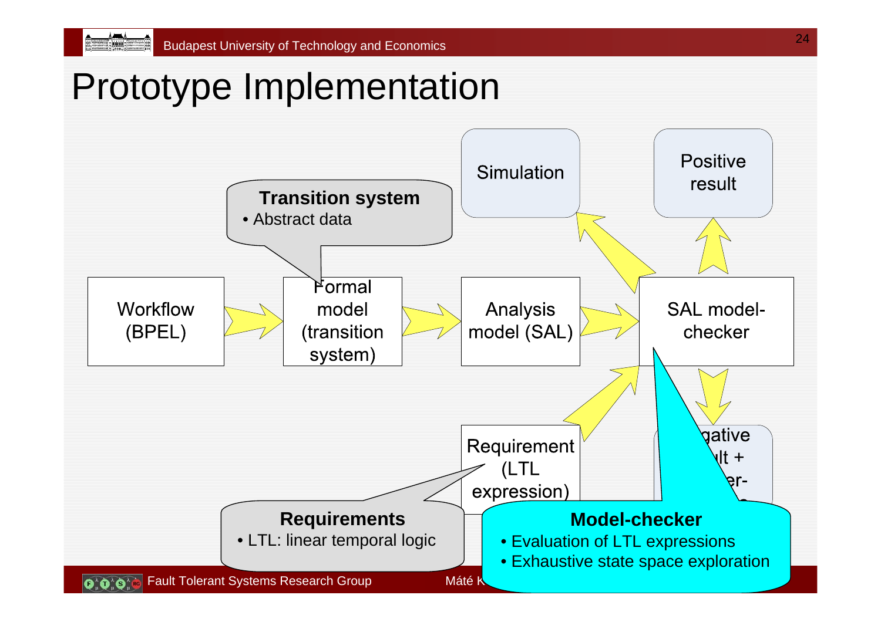# Prototype Implementation

Workflow (BPEL) → Formal model (transition system) → Analysis model (SAL) → SAL model-checker

Requirement (LTL expression) → SAL model-checker

SAL model-checker → Simulation

SAL model-checker → Positive result

SAL model-checker → Negative result + counter-example

**Transition system**
- Abstract data

**Requirements**
- LTL: linear temporal logic

**Model-checker**
- Evaluation of LTL expressions
- Exhaustive state space exploration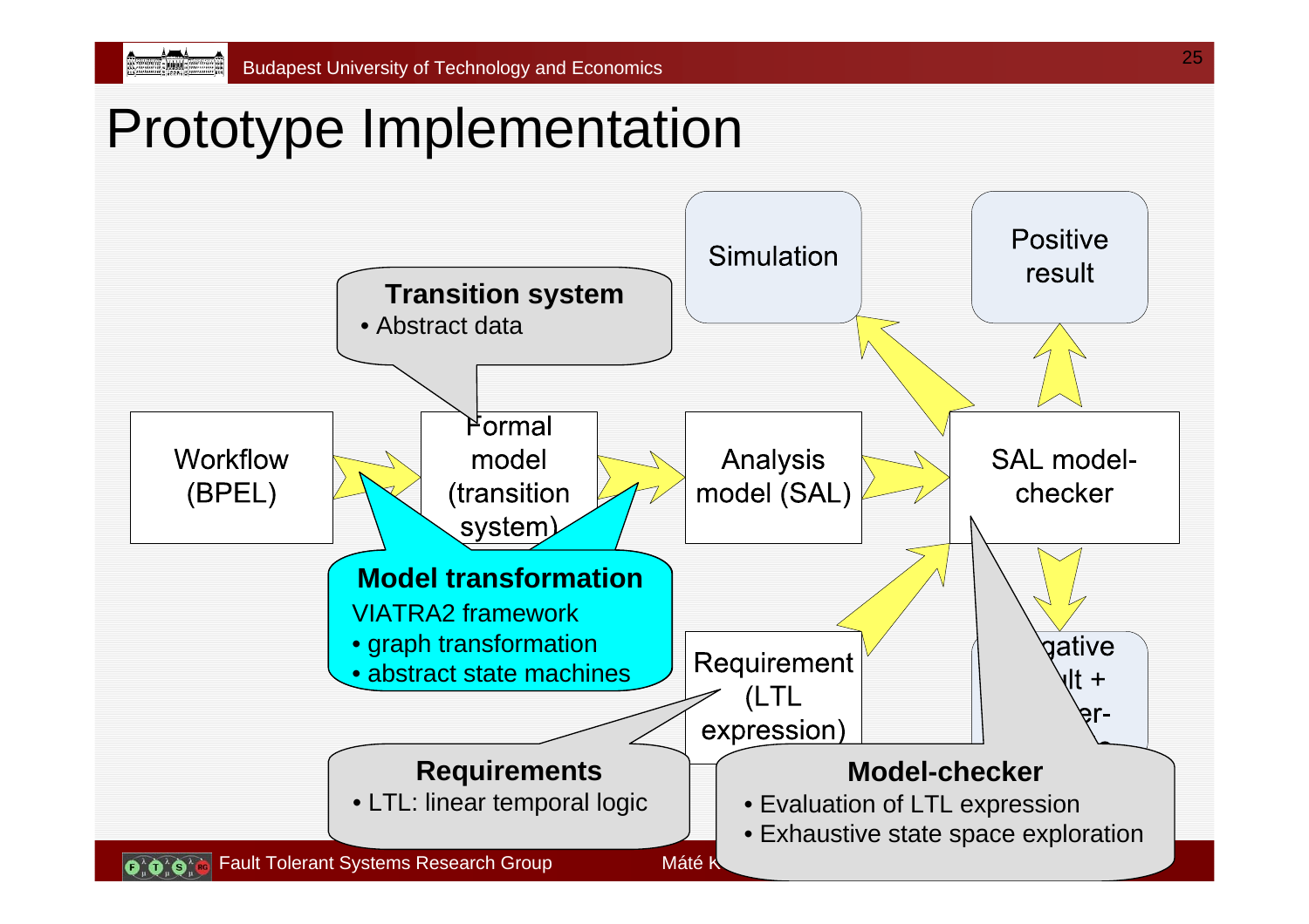# Prototype Implementation

Workflow (BPEL) → Formal model (transition system) → Analysis model (SAL) → SAL model-checker

Requirement (LTL expression) → SAL model-checker

SAL model-checker → Simulation

SAL model-checker → Positive result

SAL model-checker → Negative result + counter-example

**Transition system**
- Abstract data

**Model transformation**

VIATRA2 framework
- graph transformation
- abstract state machines

**Requirements**
- LTL: linear temporal logic

**Model-checker**
- Evaluation of LTL expression
- Exhaustive state space exploration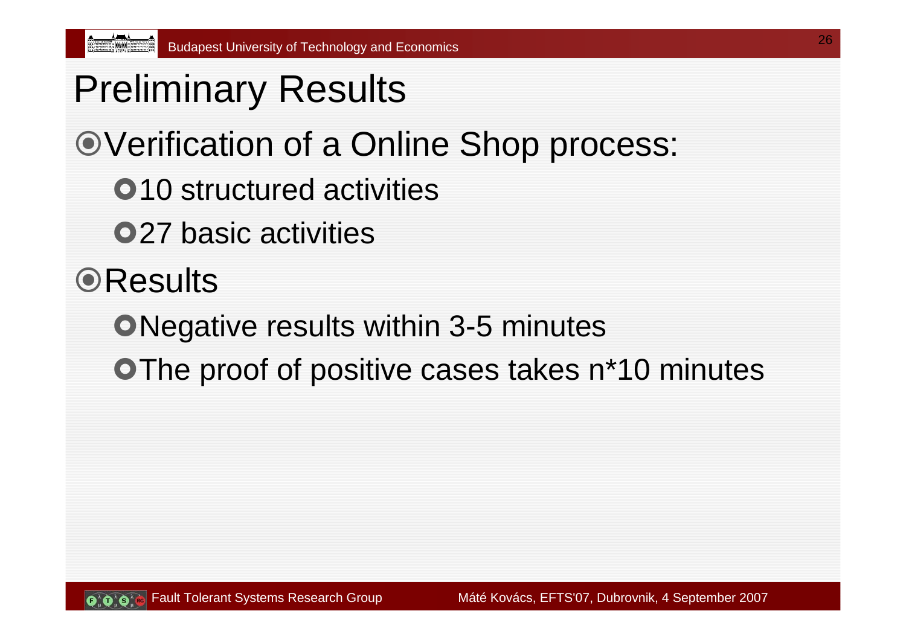# Preliminary Results

- Verification of a Online Shop process:
  - 10 structured activities
  - 27 basic activities
- Results
  - Negative results within 3-5 minutes
  - The proof of positive cases takes n*10 minutes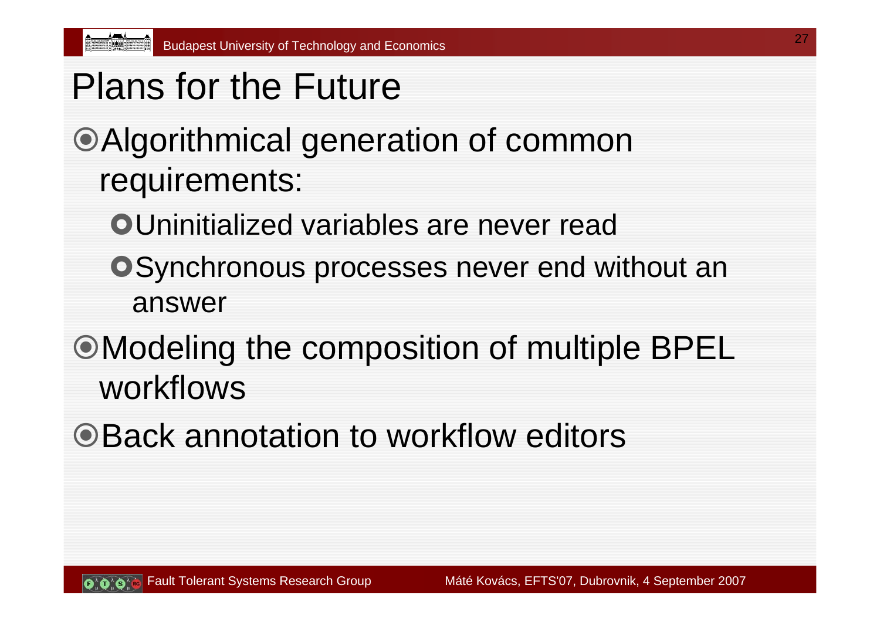# Plans for the Future

- Algorithmical generation of common requirements:
  - Uninitialized variables are never read
  - Synchronous processes never end without an answer
- Modeling the composition of multiple BPEL workflows
- Back annotation to workflow editors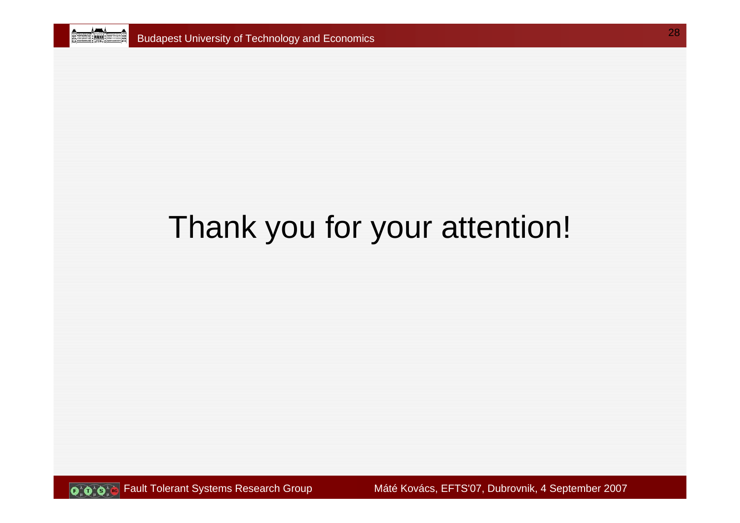# Thank you for your attention!